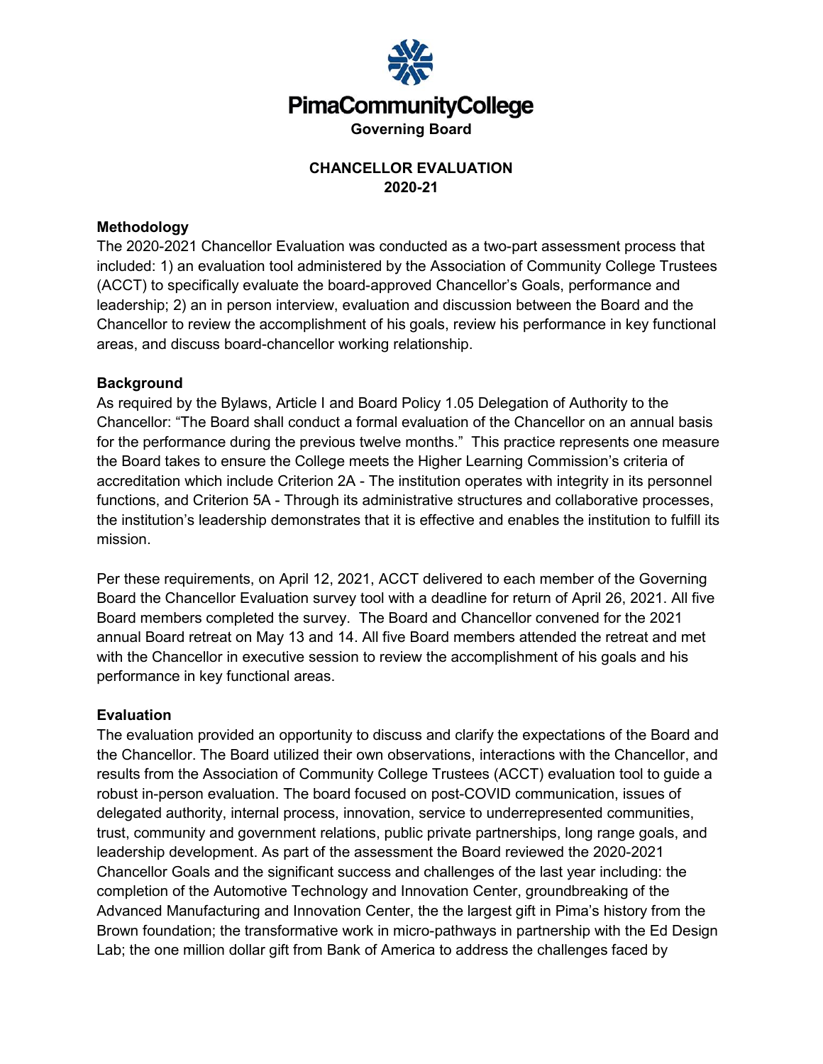# PimaCommunityCollege

**Governing Board**

## CHANCELLOR EVALUATION
## 2020-21

### Methodology

The 2020-2021 Chancellor Evaluation was conducted as a two-part assessment process that included: 1) an evaluation tool administered by the Association of Community College Trustees (ACCT) to specifically evaluate the board-approved Chancellor's Goals, performance and leadership; 2) an in person interview, evaluation and discussion between the Board and the Chancellor to review the accomplishment of his goals, review his performance in key functional areas, and discuss board-chancellor working relationship.

### Background

As required by the Bylaws, Article I and Board Policy 1.05 Delegation of Authority to the Chancellor: "The Board shall conduct a formal evaluation of the Chancellor on an annual basis for the performance during the previous twelve months." This practice represents one measure the Board takes to ensure the College meets the Higher Learning Commission's criteria of accreditation which include Criterion 2A - The institution operates with integrity in its personnel functions, and Criterion 5A - Through its administrative structures and collaborative processes, the institution's leadership demonstrates that it is effective and enables the institution to fulfill its mission.

Per these requirements, on April 12, 2021, ACCT delivered to each member of the Governing Board the Chancellor Evaluation survey tool with a deadline for return of April 26, 2021. All five Board members completed the survey. The Board and Chancellor convened for the 2021 annual Board retreat on May 13 and 14. All five Board members attended the retreat and met with the Chancellor in executive session to review the accomplishment of his goals and his performance in key functional areas.

### Evaluation

The evaluation provided an opportunity to discuss and clarify the expectations of the Board and the Chancellor. The Board utilized their own observations, interactions with the Chancellor, and results from the Association of Community College Trustees (ACCT) evaluation tool to guide a robust in-person evaluation. The board focused on post-COVID communication, issues of delegated authority, internal process, innovation, service to underrepresented communities, trust, community and government relations, public private partnerships, long range goals, and leadership development. As part of the assessment the Board reviewed the 2020-2021 Chancellor Goals and the significant success and challenges of the last year including: the completion of the Automotive Technology and Innovation Center, groundbreaking of the Advanced Manufacturing and Innovation Center, the the largest gift in Pima's history from the Brown foundation; the transformative work in micro-pathways in partnership with the Ed Design Lab; the one million dollar gift from Bank of America to address the challenges faced by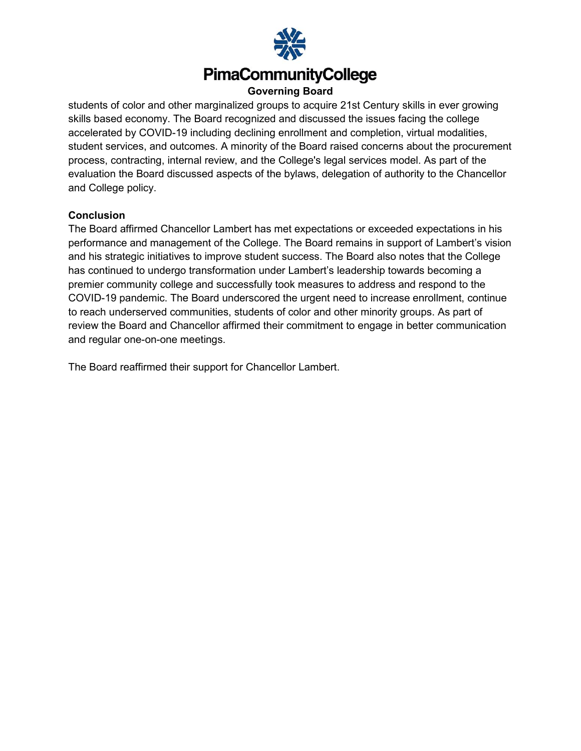students of color and other marginalized groups to acquire 21st Century skills in ever growing skills based economy. The Board recognized and discussed the issues facing the college accelerated by COVID-19 including declining enrollment and completion, virtual modalities, student services, and outcomes. A minority of the Board raised concerns about the procurement process, contracting, internal review, and the College's legal services model. As part of the evaluation the Board discussed aspects of the bylaws, delegation of authority to the Chancellor and College policy.

**Conclusion**

The Board affirmed Chancellor Lambert has met expectations or exceeded expectations in his performance and management of the College. The Board remains in support of Lambert's vision and his strategic initiatives to improve student success. The Board also notes that the College has continued to undergo transformation under Lambert's leadership towards becoming a premier community college and successfully took measures to address and respond to the COVID-19 pandemic. The Board underscored the urgent need to increase enrollment, continue to reach underserved communities, students of color and other minority groups. As part of review the Board and Chancellor affirmed their commitment to engage in better communication and regular one-on-one meetings.

The Board reaffirmed their support for Chancellor Lambert.